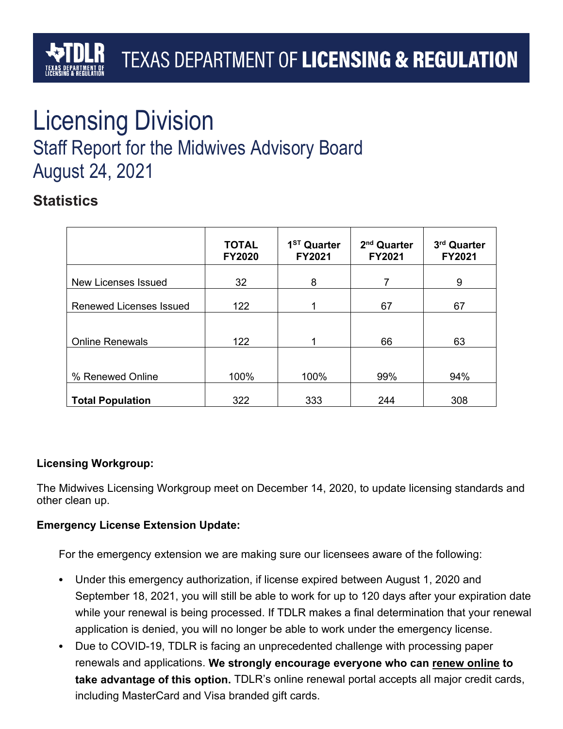TEXAS DEPARTMENT OF **LICENSING & REGULATION**

# Licensing Division

## Staff Report for the Midwives Advisory Board

## August 24, 2021

### Statistics

| | TOTAL FY2020 | 1ST Quarter FY2021 | 2nd Quarter FY2021 | 3rd Quarter FY2021 |
|---|---|---|---|---|
| New Licenses Issued | 32 | 8 | 7 | 9 |
| Renewed Licenses Issued | 122 | 1 | 67 | 67 |
| Online Renewals | 122 | 1 | 66 | 63 |
| % Renewed Online | 100% | 100% | 99% | 94% |
| **Total Population** | 322 | 333 | 244 | 308 |

**Licensing Workgroup:**

The Midwives Licensing Workgroup meet on December 14, 2020, to update licensing standards and other clean up.

**Emergency License Extension Update:**

For the emergency extension we are making sure our licensees aware of the following:

- Under this emergency authorization, if license expired between August 1, 2020 and September 18, 2021, you will still be able to work for up to 120 days after your expiration date while your renewal is being processed. If TDLR makes a final determination that your renewal application is denied, you will no longer be able to work under the emergency license.
- Due to COVID-19, TDLR is facing an unprecedented challenge with processing paper renewals and applications. **We strongly encourage everyone who can renew online to take advantage of this option.** TDLR's online renewal portal accepts all major credit cards, including MasterCard and Visa branded gift cards.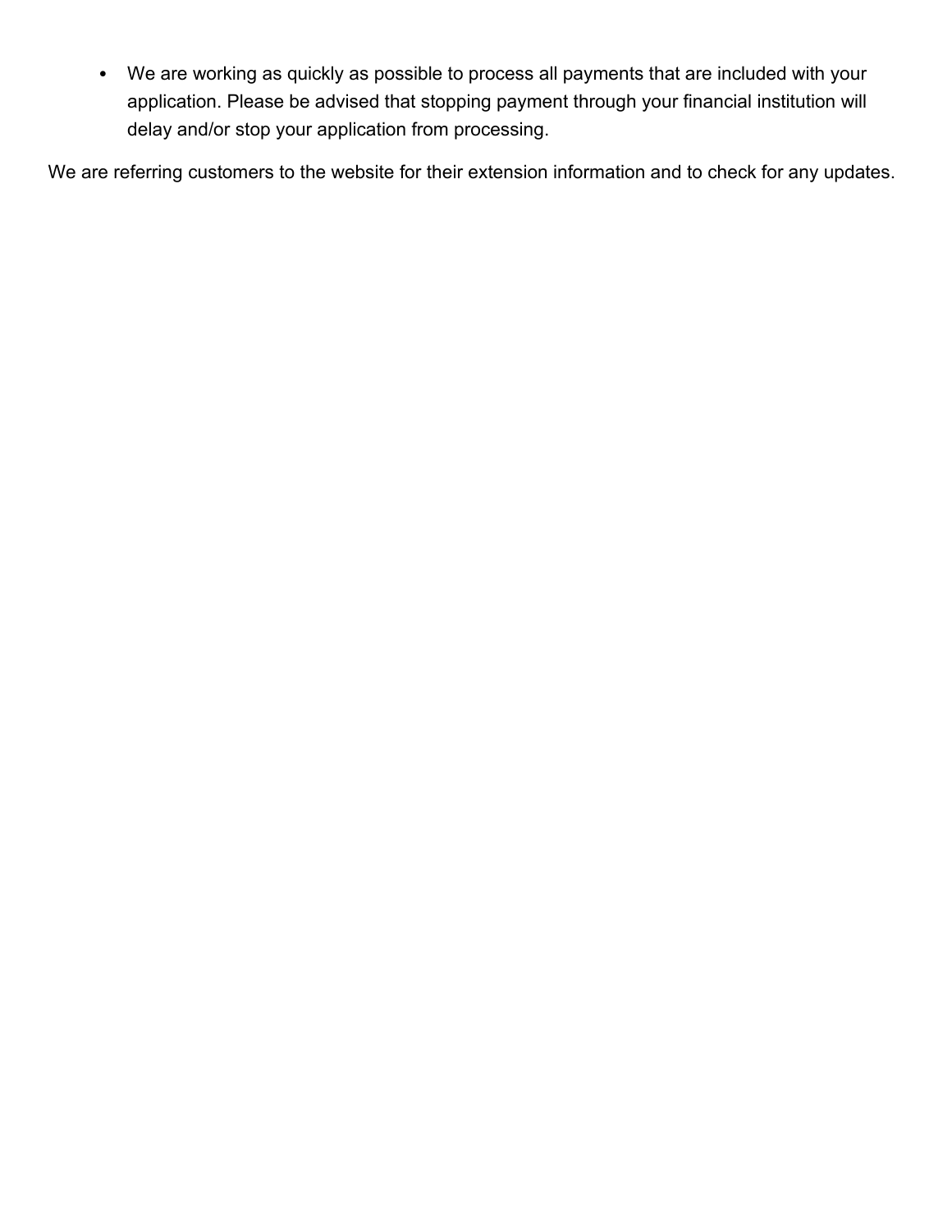- We are working as quickly as possible to process all payments that are included with your application. Please be advised that stopping payment through your financial institution will delay and/or stop your application from processing.

We are referring customers to the website for their extension information and to check for any updates.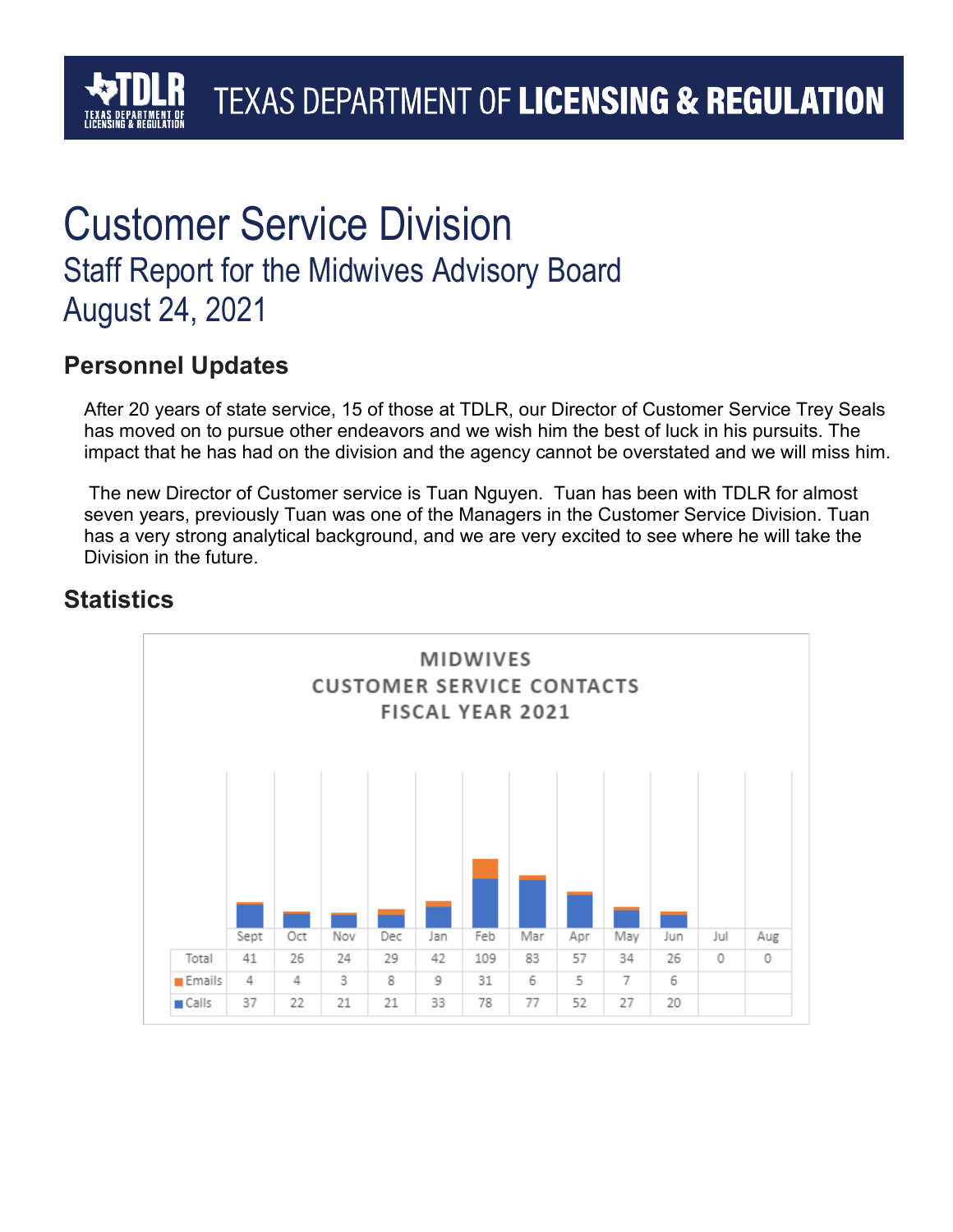# Customer Service Division

## Staff Report for the Midwives Advisory Board
## August 24, 2021

### Personnel Updates

After 20 years of state service, 15 of those at TDLR, our Director of Customer Service Trey Seals has moved on to pursue other endeavors and we wish him the best of luck in his pursuits. The impact that he has had on the division and the agency cannot be overstated and we will miss him.

The new Director of Customer service is Tuan Nguyen. Tuan has been with TDLR for almost seven years, previously Tuan was one of the Managers in the Customer Service Division. Tuan has a very strong analytical background, and we are very excited to see where he will take the Division in the future.

### Statistics

MIDWIVES
CUSTOMER SERVICE CONTACTS
FISCAL YEAR 2021

| | Sept | Oct | Nov | Dec | Jan | Feb | Mar | Apr | May | Jun | Jul | Aug |
|---|---|---|---|---|---|---|---|---|---|---|---|---|
| Total | 41 | 26 | 24 | 29 | 42 | 109 | 83 | 57 | 34 | 26 | 0 | 0 |
| Emails | 4 | 4 | 3 | 8 | 9 | 31 | 6 | 5 | 7 | 6 | | |
| Calls | 37 | 22 | 21 | 21 | 33 | 78 | 77 | 52 | 27 | 20 | | |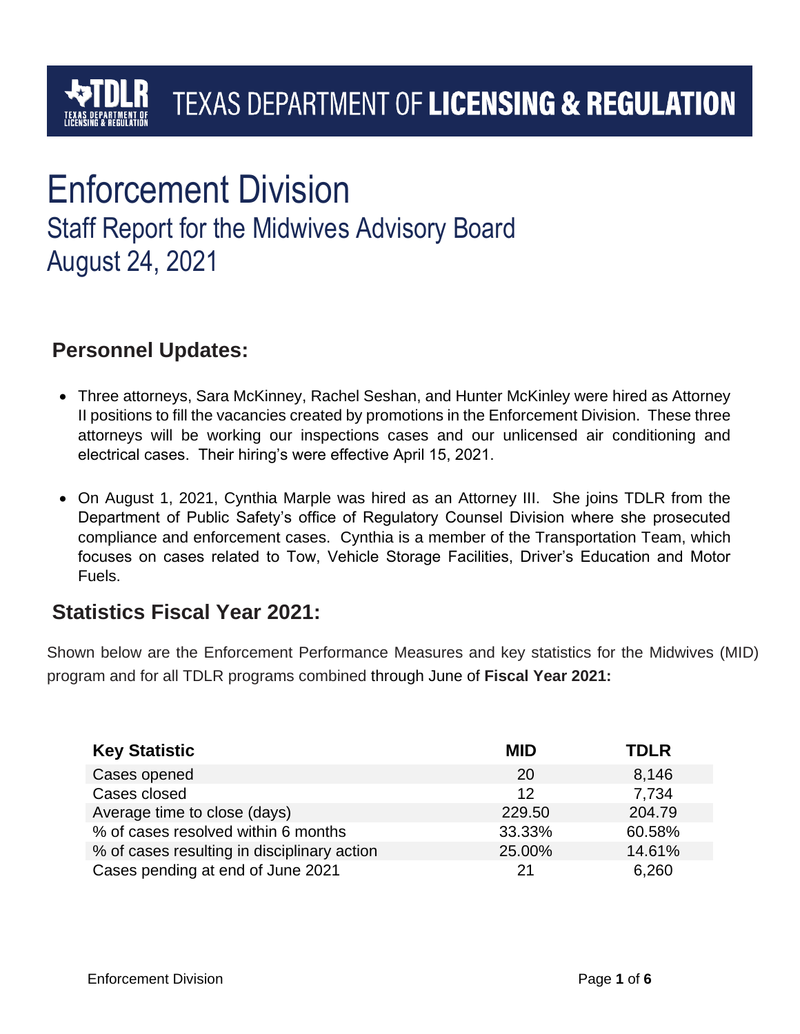TEXAS DEPARTMENT OF **LICENSING & REGULATION**

# Enforcement Division

## Staff Report for the Midwives Advisory Board
## August 24, 2021

### Personnel Updates:

- Three attorneys, Sara McKinney, Rachel Seshan, and Hunter McKinley were hired as Attorney II positions to fill the vacancies created by promotions in the Enforcement Division. These three attorneys will be working our inspections cases and our unlicensed air conditioning and electrical cases. Their hiring's were effective April 15, 2021.

- On August 1, 2021, Cynthia Marple was hired as an Attorney III. She joins TDLR from the Department of Public Safety's office of Regulatory Counsel Division where she prosecuted compliance and enforcement cases. Cynthia is a member of the Transportation Team, which focuses on cases related to Tow, Vehicle Storage Facilities, Driver's Education and Motor Fuels.

### Statistics Fiscal Year 2021:

Shown below are the Enforcement Performance Measures and key statistics for the Midwives (MID) program and for all TDLR programs combined through June of **Fiscal Year 2021:**

| Key Statistic | MID | TDLR |
|---|---|---|
| Cases opened | 20 | 8,146 |
| Cases closed | 12 | 7,734 |
| Average time to close (days) | 229.50 | 204.79 |
| % of cases resolved within 6 months | 33.33% | 60.58% |
| % of cases resulting in disciplinary action | 25.00% | 14.61% |
| Cases pending at end of June 2021 | 21 | 6,260 |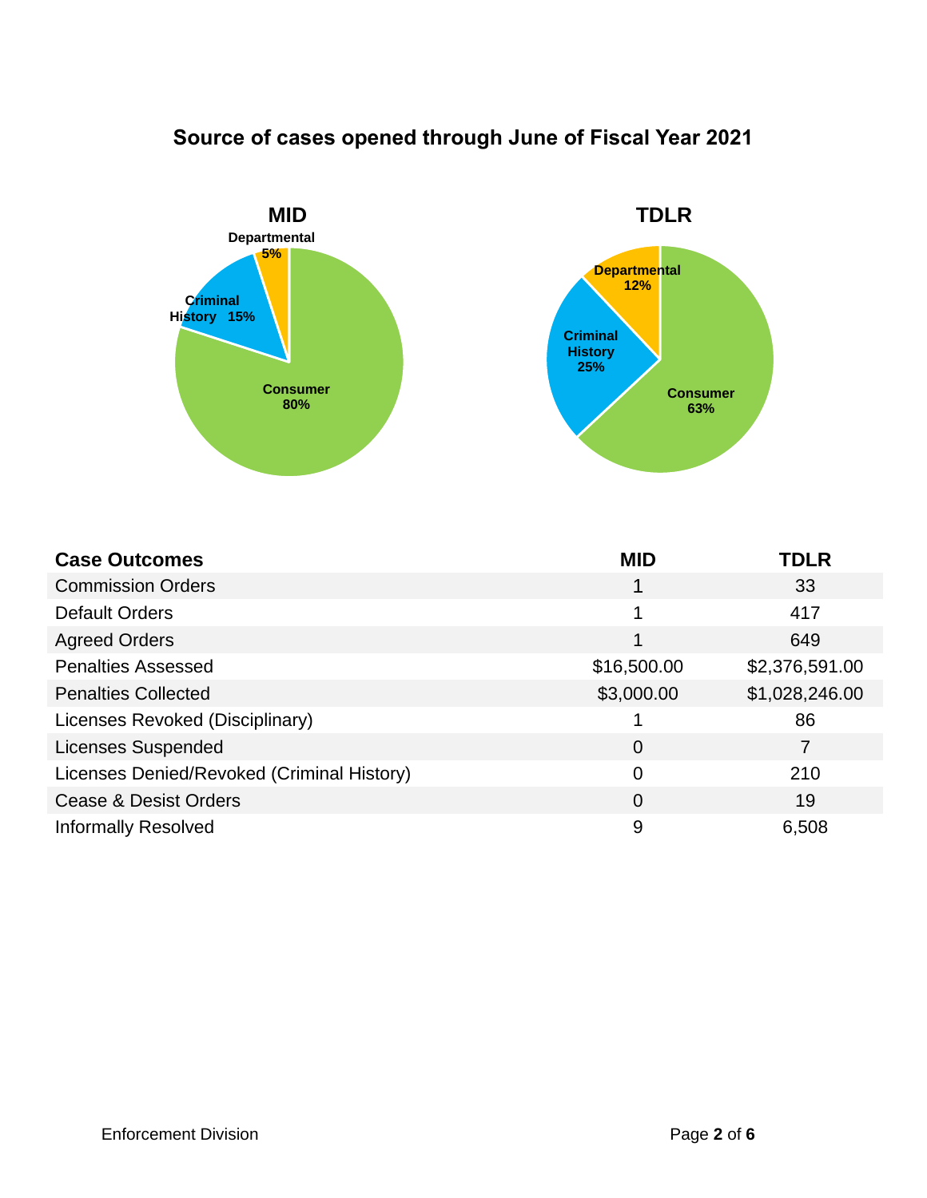## Source of cases opened through June of Fiscal Year 2021

**MID**

- Consumer 80%
- Criminal History 15%
- Departmental 5%

**TDLR**

- Consumer 63%
- Criminal History 25%
- Departmental 12%

| Case Outcomes | MID | TDLR |
|---|---|---|
| Commission Orders | 1 | 33 |
| Default Orders | 1 | 417 |
| Agreed Orders | 1 | 649 |
| Penalties Assessed | $16,500.00 | $2,376,591.00 |
| Penalties Collected | $3,000.00 | $1,028,246.00 |
| Licenses Revoked (Disciplinary) | 1 | 86 |
| Licenses Suspended | 0 | 7 |
| Licenses Denied/Revoked (Criminal History) | 0 | 210 |
| Cease & Desist Orders | 0 | 19 |
| Informally Resolved | 9 | 6,508 |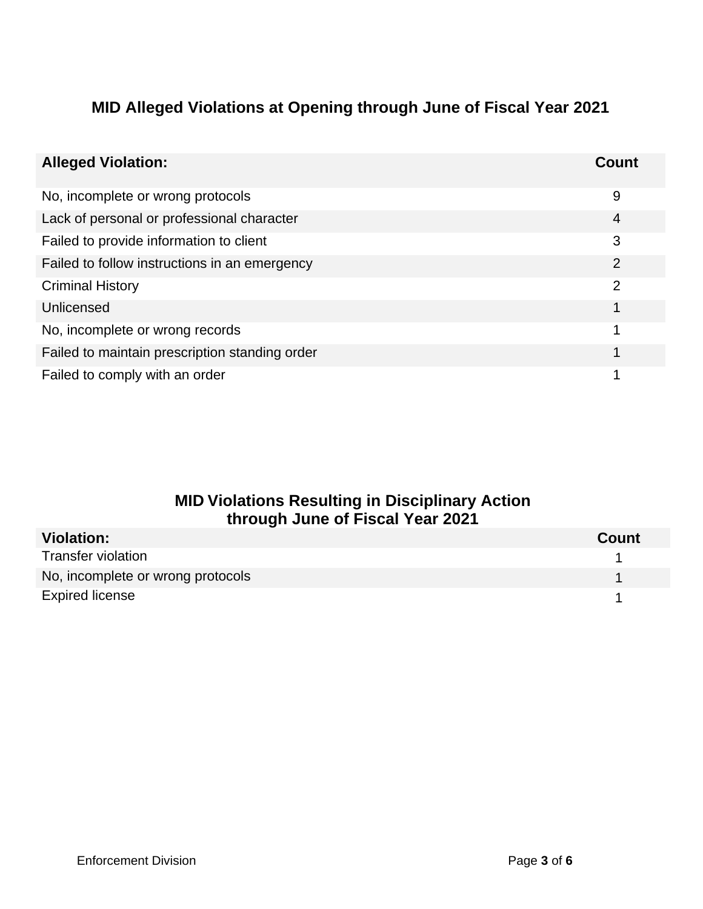## MID Alleged Violations at Opening through June of Fiscal Year 2021

| Alleged Violation: | Count |
| --- | --- |
| No, incomplete or wrong protocols | 9 |
| Lack of personal or professional character | 4 |
| Failed to provide information to client | 3 |
| Failed to follow instructions in an emergency | 2 |
| Criminal History | 2 |
| Unlicensed | 1 |
| No, incomplete or wrong records | 1 |
| Failed to maintain prescription standing order | 1 |
| Failed to comply with an order | 1 |

## MID Violations Resulting in Disciplinary Action through June of Fiscal Year 2021

| Violation: | Count |
| --- | --- |
| Transfer violation | 1 |
| No, incomplete or wrong protocols | 1 |
| Expired license | 1 |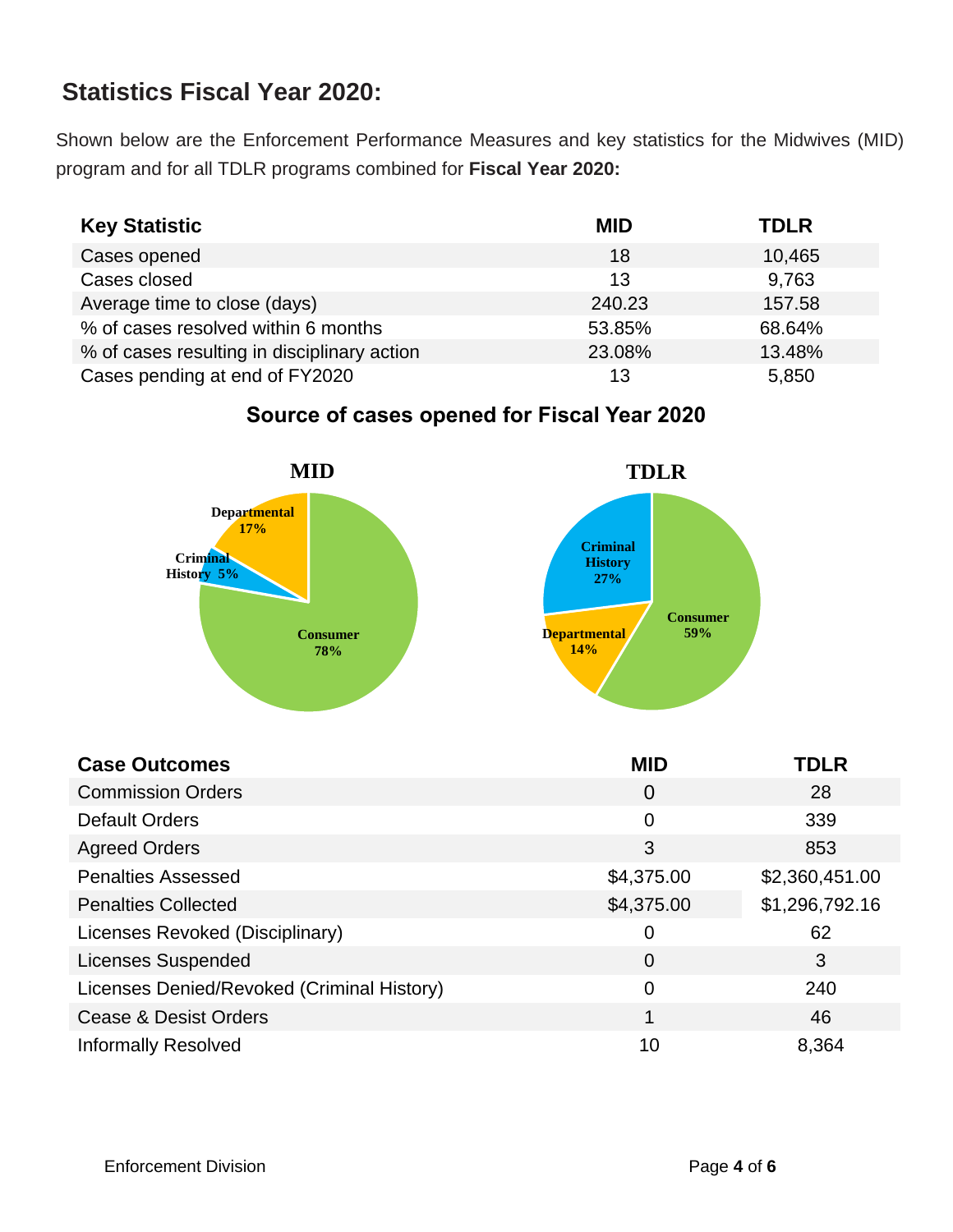## Statistics Fiscal Year 2020:

Shown below are the Enforcement Performance Measures and key statistics for the Midwives (MID) program and for all TDLR programs combined for **Fiscal Year 2020:**

| Key Statistic | MID | TDLR |
|---|---|---|
| Cases opened | 18 | 10,465 |
| Cases closed | 13 | 9,763 |
| Average time to close (days) | 240.23 | 157.58 |
| % of cases resolved within 6 months | 53.85% | 68.64% |
| % of cases resulting in disciplinary action | 23.08% | 13.48% |
| Cases pending at end of FY2020 | 13 | 5,850 |

### Source of cases opened for Fiscal Year 2020

**MID**

- Consumer 78%
- Departmental 17%
- Criminal History 5%

**TDLR**

- Consumer 59%
- Criminal History 27%
- Departmental 14%

| Case Outcomes | MID | TDLR |
|---|---|---|
| Commission Orders | 0 | 28 |
| Default Orders | 0 | 339 |
| Agreed Orders | 3 | 853 |
| Penalties Assessed | $4,375.00 | $2,360,451.00 |
| Penalties Collected | $4,375.00 | $1,296,792.16 |
| Licenses Revoked (Disciplinary) | 0 | 62 |
| Licenses Suspended | 0 | 3 |
| Licenses Denied/Revoked (Criminal History) | 0 | 240 |
| Cease & Desist Orders | 1 | 46 |
| Informally Resolved | 10 | 8,364 |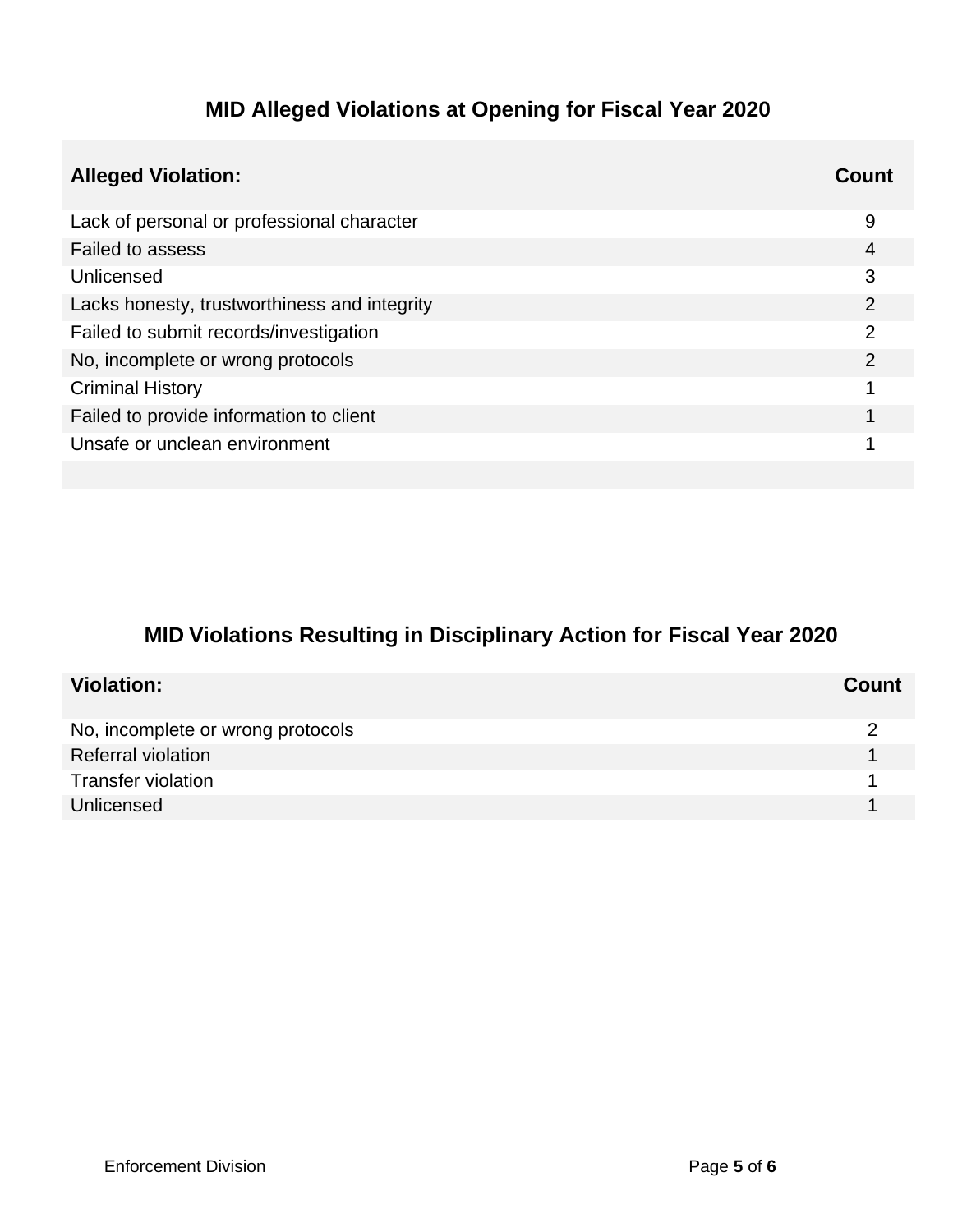## MID Alleged Violations at Opening for Fiscal Year 2020

| Alleged Violation: | Count |
|---|---|
| Lack of personal or professional character | 9 |
| Failed to assess | 4 |
| Unlicensed | 3 |
| Lacks honesty, trustworthiness and integrity | 2 |
| Failed to submit records/investigation | 2 |
| No, incomplete or wrong protocols | 2 |
| Criminal History | 1 |
| Failed to provide information to client | 1 |
| Unsafe or unclean environment | 1 |

## MID Violations Resulting in Disciplinary Action for Fiscal Year 2020

| Violation: | Count |
|---|---|
| No, incomplete or wrong protocols | 2 |
| Referral violation | 1 |
| Transfer violation | 1 |
| Unlicensed | 1 |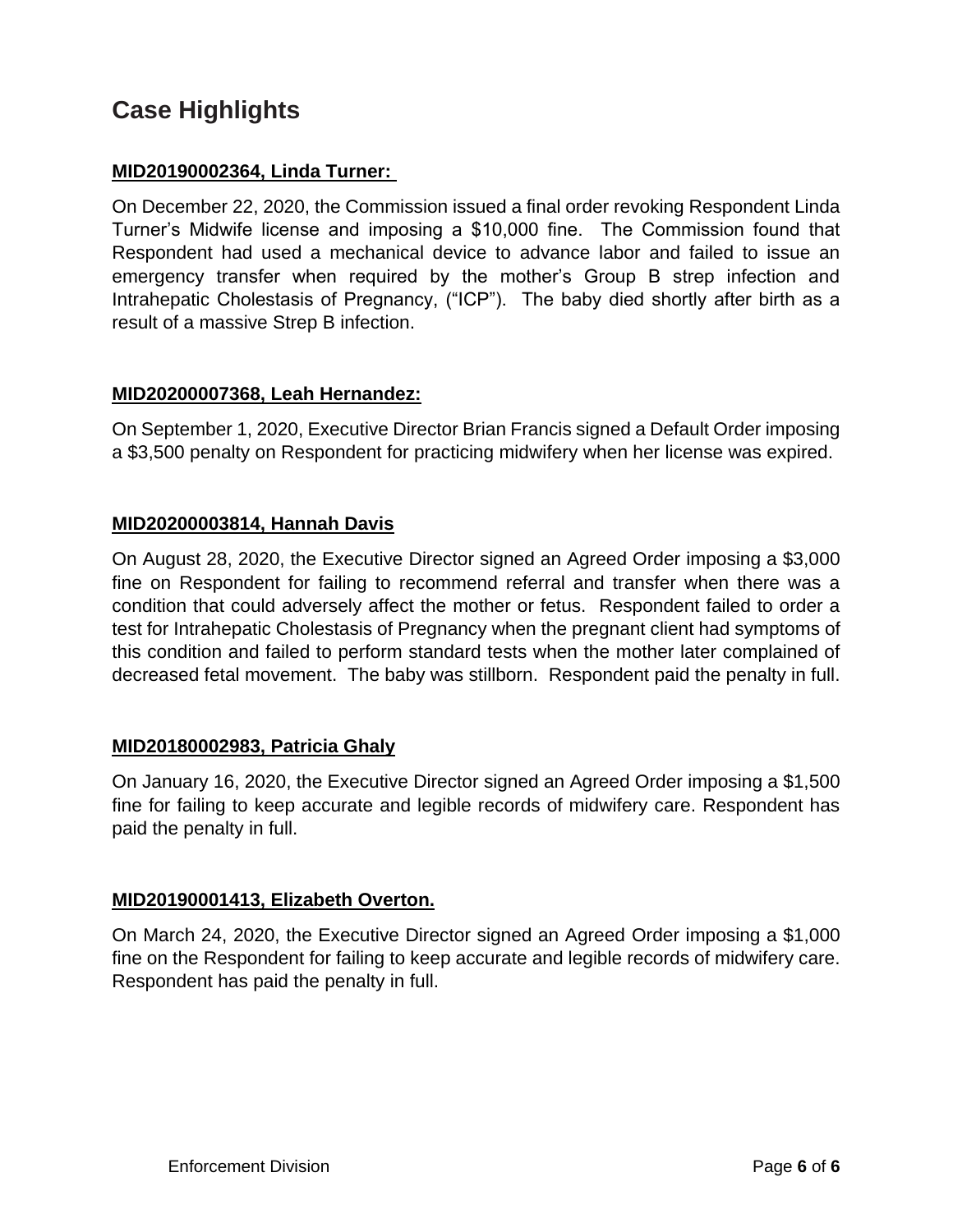## Case Highlights

**MID20190002364, Linda Turner:**

On December 22, 2020, the Commission issued a final order revoking Respondent Linda Turner's Midwife license and imposing a $10,000 fine. The Commission found that Respondent had used a mechanical device to advance labor and failed to issue an emergency transfer when required by the mother's Group B strep infection and Intrahepatic Cholestasis of Pregnancy, ("ICP"). The baby died shortly after birth as a result of a massive Strep B infection.

**MID20200007368, Leah Hernandez:**

On September 1, 2020, Executive Director Brian Francis signed a Default Order imposing a $3,500 penalty on Respondent for practicing midwifery when her license was expired.

**MID20200003814, Hannah Davis**

On August 28, 2020, the Executive Director signed an Agreed Order imposing a $3,000 fine on Respondent for failing to recommend referral and transfer when there was a condition that could adversely affect the mother or fetus. Respondent failed to order a test for Intrahepatic Cholestasis of Pregnancy when the pregnant client had symptoms of this condition and failed to perform standard tests when the mother later complained of decreased fetal movement. The baby was stillborn. Respondent paid the penalty in full.

**MID20180002983, Patricia Ghaly**

On January 16, 2020, the Executive Director signed an Agreed Order imposing a $1,500 fine for failing to keep accurate and legible records of midwifery care. Respondent has paid the penalty in full.

**MID20190001413, Elizabeth Overton.**

On March 24, 2020, the Executive Director signed an Agreed Order imposing a $1,000 fine on the Respondent for failing to keep accurate and legible records of midwifery care. Respondent has paid the penalty in full.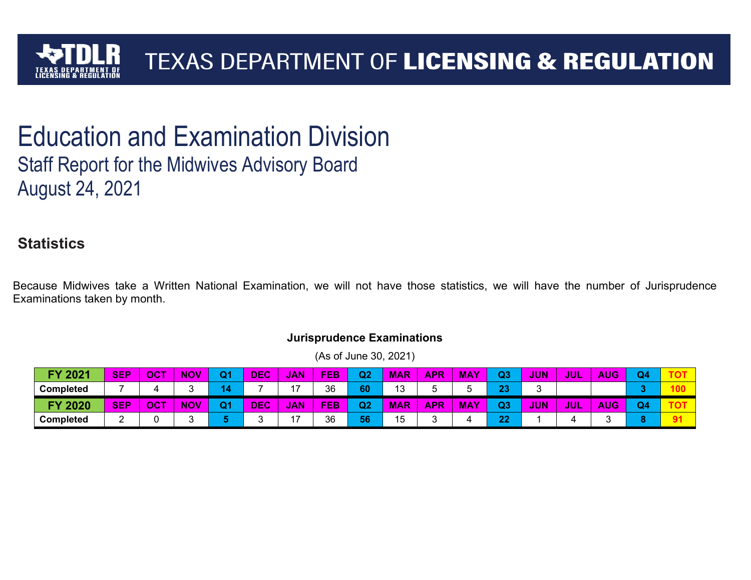TEXAS DEPARTMENT OF LICENSING & REGULATION

# Education and Examination Division

## Staff Report for the Midwives Advisory Board

## August 24, 2021

### Statistics

Because Midwives take a Written National Examination, we will not have those statistics, we will have the number of Jurisprudence Examinations taken by month.

**Jurisprudence Examinations**

(As of June 30, 2021)

| FY 2021 | SEP | OCT | NOV | Q1 | DEC | JAN | FEB | Q2 | MAR | APR | MAY | Q3 | JUN | JUL | AUG | Q4 | TOT |
|---|---|---|---|---|---|---|---|---|---|---|---|---|---|---|---|---|---|
| Completed | 7 | 4 | 3 | 14 | 7 | 17 | 36 | 60 | 13 | 5 | 5 | 23 | 3 | | | 3 | 100 |
| **FY 2020** | **SEP** | **OCT** | **NOV** | **Q1** | **DEC** | **JAN** | **FEB** | **Q2** | **MAR** | **APR** | **MAY** | **Q3** | **JUN** | **JUL** | **AUG** | **Q4** | **TOT** |
| Completed | 2 | 0 | 3 | 5 | 3 | 17 | 36 | 56 | 15 | 3 | 4 | 22 | 1 | 4 | 3 | 8 | 91 |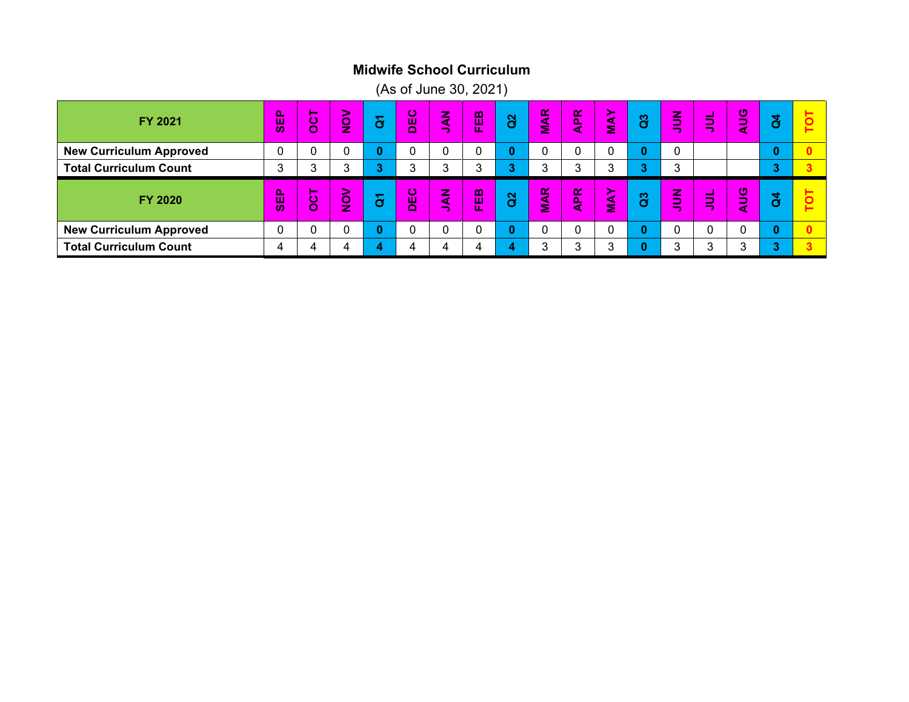# Midwife School Curriculum

(As of June 30, 2021)

| FY 2021 | SEP | OCT | NOV | Q1 | DEC | JAN | FEB | Q2 | MAR | APR | MAY | Q3 | JUN | JUL | AUG | Q4 | TOT |
|---|---|---|---|---|---|---|---|---|---|---|---|---|---|---|---|---|---|
| **New Curriculum Approved** | 0 | 0 | 0 | **0** | 0 | 0 | 0 | **0** | 0 | 0 | 0 | **0** | 0 | | | **0** | **0** |
| **Total Curriculum Count** | 3 | 3 | 3 | **3** | 3 | 3 | 3 | **3** | 3 | 3 | 3 | **3** | 3 | | | **3** | **3** |

| FY 2020 | SEP | OCT | NOV | Q1 | DEC | JAN | FEB | Q2 | MAR | APR | MAY | Q3 | JUN | JUL | AUG | Q4 | TOT |
|---|---|---|---|---|---|---|---|---|---|---|---|---|---|---|---|---|---|
| **New Curriculum Approved** | 0 | 0 | 0 | **0** | 0 | 0 | 0 | **0** | 0 | 0 | 0 | **0** | 0 | 0 | 0 | **0** | **0** |
| **Total Curriculum Count** | 4 | 4 | 4 | **4** | 4 | 4 | 4 | **4** | 3 | 3 | 3 | **0** | 3 | 3 | 3 | **3** | **3** |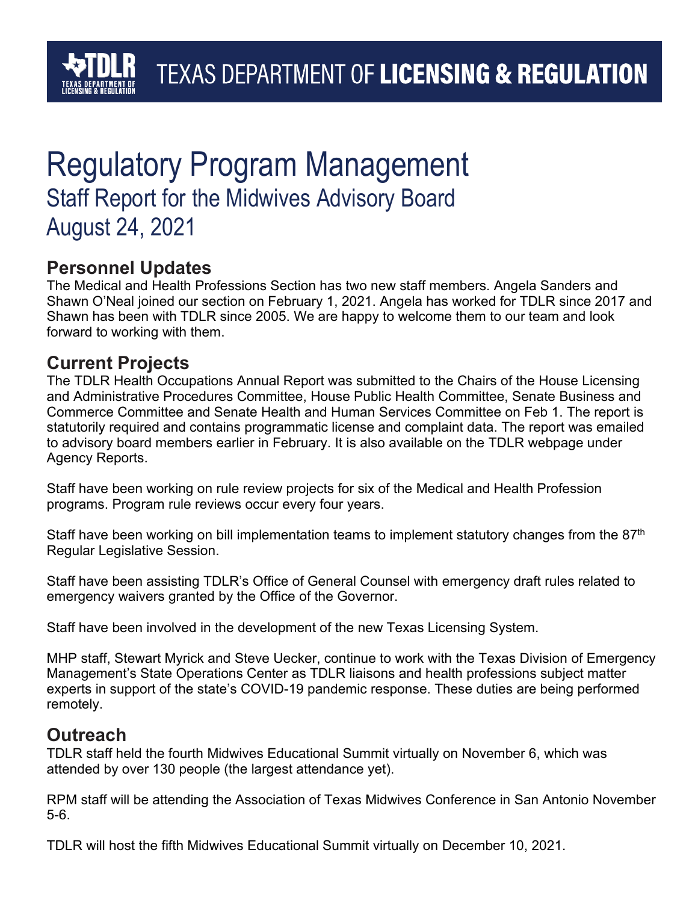# Regulatory Program Management

## Staff Report for the Midwives Advisory Board
## August 24, 2021

### Personnel Updates

The Medical and Health Professions Section has two new staff members. Angela Sanders and Shawn O'Neal joined our section on February 1, 2021. Angela has worked for TDLR since 2017 and Shawn has been with TDLR since 2005. We are happy to welcome them to our team and look forward to working with them.

### Current Projects

The TDLR Health Occupations Annual Report was submitted to the Chairs of the House Licensing and Administrative Procedures Committee, House Public Health Committee, Senate Business and Commerce Committee and Senate Health and Human Services Committee on Feb 1. The report is statutorily required and contains programmatic license and complaint data. The report was emailed to advisory board members earlier in February. It is also available on the TDLR webpage under Agency Reports.

Staff have been working on rule review projects for six of the Medical and Health Profession programs. Program rule reviews occur every four years.

Staff have been working on bill implementation teams to implement statutory changes from the 87th Regular Legislative Session.

Staff have been assisting TDLR's Office of General Counsel with emergency draft rules related to emergency waivers granted by the Office of the Governor.

Staff have been involved in the development of the new Texas Licensing System.

MHP staff, Stewart Myrick and Steve Uecker, continue to work with the Texas Division of Emergency Management's State Operations Center as TDLR liaisons and health professions subject matter experts in support of the state's COVID-19 pandemic response. These duties are being performed remotely.

### Outreach

TDLR staff held the fourth Midwives Educational Summit virtually on November 6, which was attended by over 130 people (the largest attendance yet).

RPM staff will be attending the Association of Texas Midwives Conference in San Antonio November 5-6.

TDLR will host the fifth Midwives Educational Summit virtually on December 10, 2021.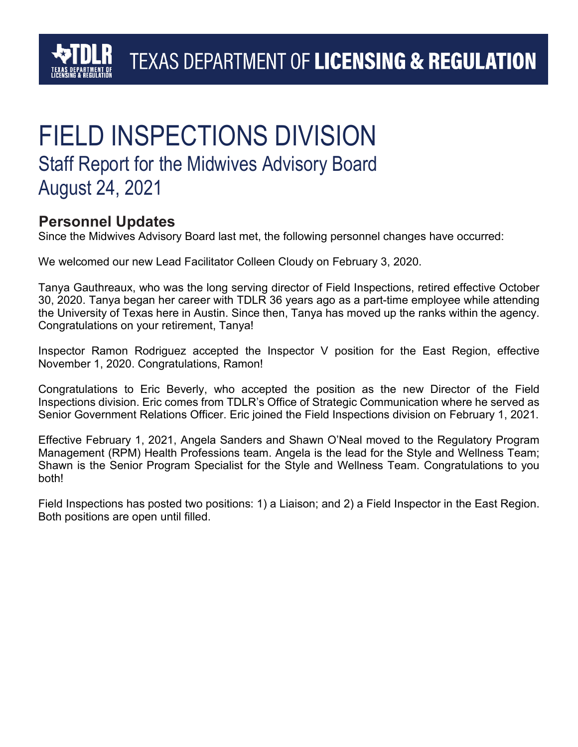# FIELD INSPECTIONS DIVISION

## Staff Report for the Midwives Advisory Board
## August 24, 2021

### Personnel Updates

Since the Midwives Advisory Board last met, the following personnel changes have occurred:

We welcomed our new Lead Facilitator Colleen Cloudy on February 3, 2020.

Tanya Gauthreaux, who was the long serving director of Field Inspections, retired effective October 30, 2020. Tanya began her career with TDLR 36 years ago as a part-time employee while attending the University of Texas here in Austin. Since then, Tanya has moved up the ranks within the agency. Congratulations on your retirement, Tanya!

Inspector Ramon Rodriguez accepted the Inspector V position for the East Region, effective November 1, 2020. Congratulations, Ramon!

Congratulations to Eric Beverly, who accepted the position as the new Director of the Field Inspections division. Eric comes from TDLR's Office of Strategic Communication where he served as Senior Government Relations Officer. Eric joined the Field Inspections division on February 1, 2021.

Effective February 1, 2021, Angela Sanders and Shawn O'Neal moved to the Regulatory Program Management (RPM) Health Professions team. Angela is the lead for the Style and Wellness Team; Shawn is the Senior Program Specialist for the Style and Wellness Team. Congratulations to you both!

Field Inspections has posted two positions: 1) a Liaison; and 2) a Field Inspector in the East Region. Both positions are open until filled.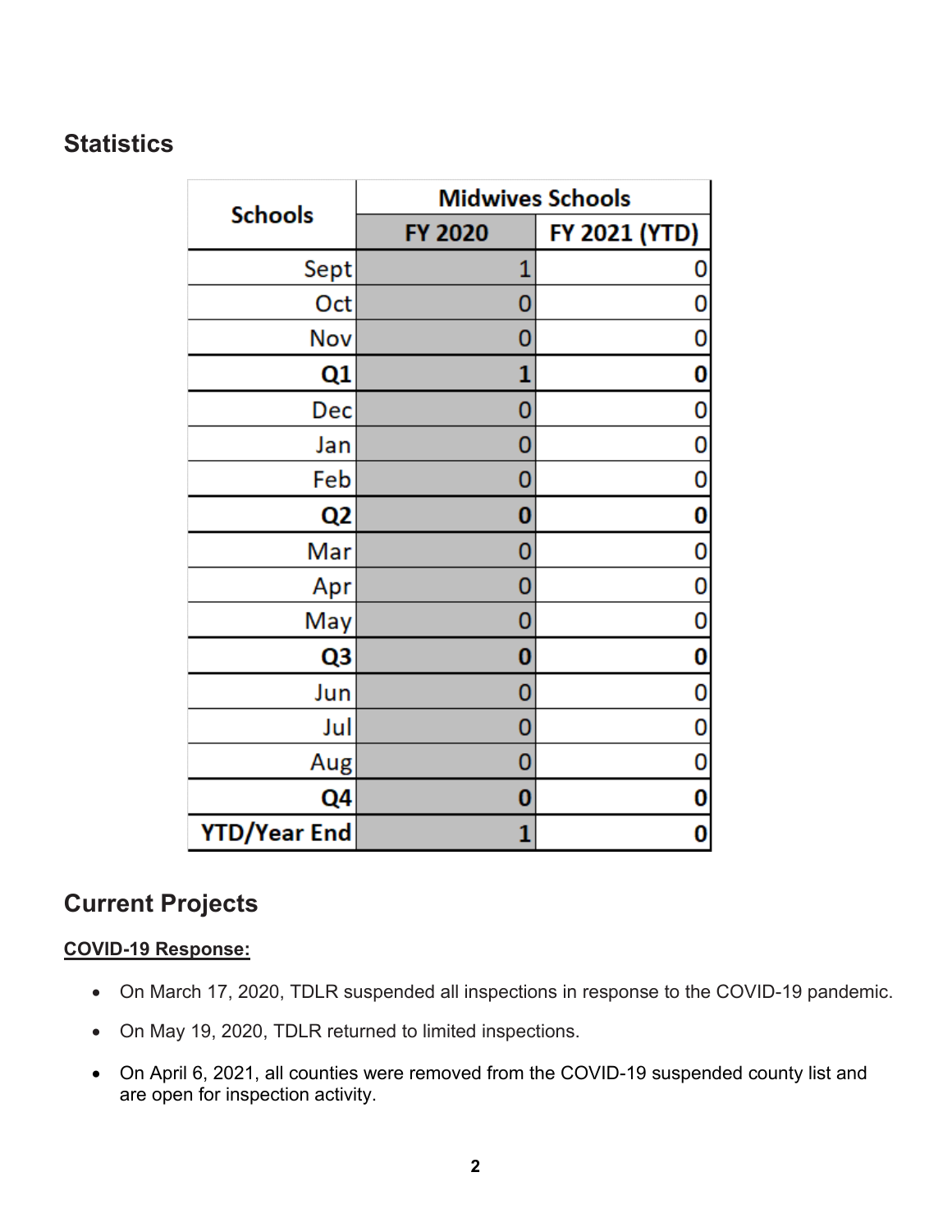## Statistics

| Schools | Midwives Schools | |
|---|---|---|
| | **FY 2020** | **FY 2021 (YTD)** |
| Sept | 1 | 0 |
| Oct | 0 | 0 |
| Nov | 0 | 0 |
| **Q1** | **1** | **0** |
| Dec | 0 | 0 |
| Jan | 0 | 0 |
| Feb | 0 | 0 |
| **Q2** | **0** | **0** |
| Mar | 0 | 0 |
| Apr | 0 | 0 |
| May | 0 | 0 |
| **Q3** | **0** | **0** |
| Jun | 0 | 0 |
| Jul | 0 | 0 |
| Aug | 0 | 0 |
| **Q4** | **0** | **0** |
| **YTD/Year End** | **1** | **0** |

## Current Projects

**COVID-19 Response:**

- On March 17, 2020, TDLR suspended all inspections in response to the COVID-19 pandemic.
- On May 19, 2020, TDLR returned to limited inspections.
- On April 6, 2021, all counties were removed from the COVID-19 suspended county list and are open for inspection activity.